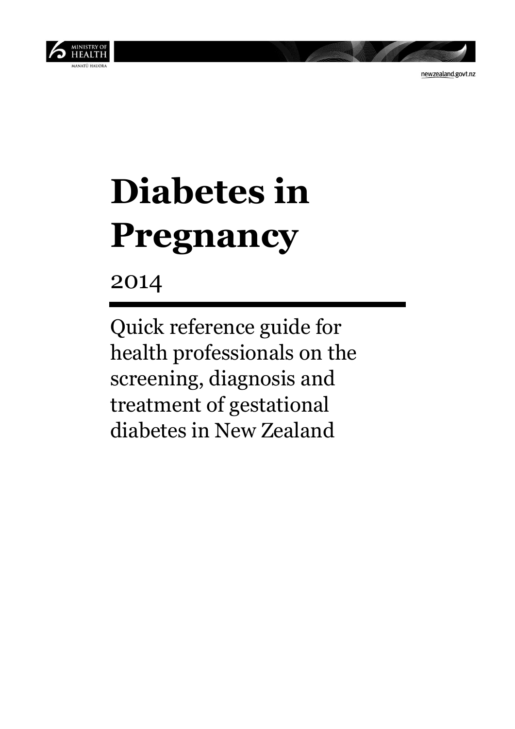MINISTRY OF HEALTH
MANATŪ HAUORA

newzealand.govt.nz

# Diabetes in Pregnancy

2014

Quick reference guide for health professionals on the screening, diagnosis and treatment of gestational diabetes in New Zealand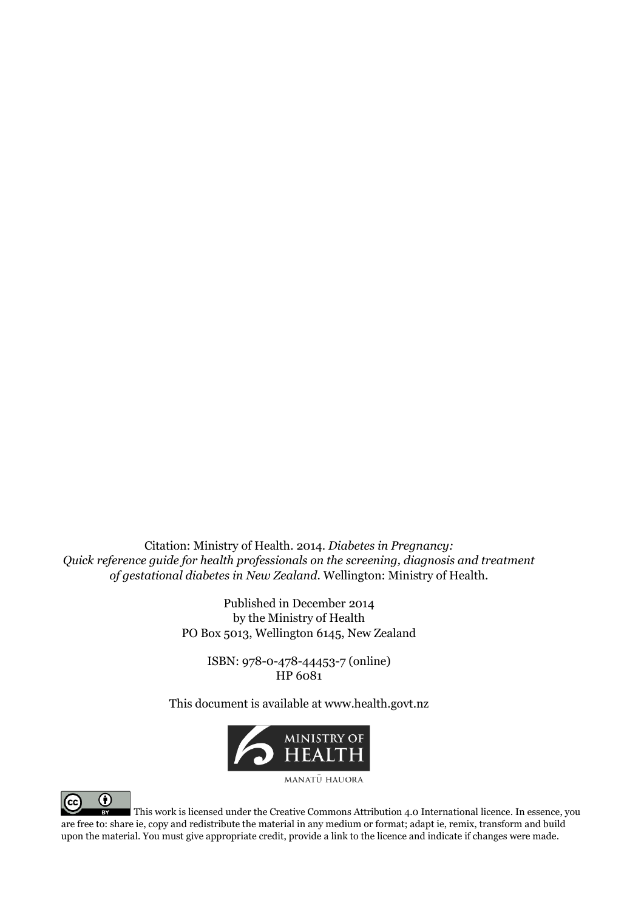Citation: Ministry of Health. 2014. *Diabetes in Pregnancy: Quick reference guide for health professionals on the screening, diagnosis and treatment of gestational diabetes in New Zealand*. Wellington: Ministry of Health.

Published in December 2014
by the Ministry of Health
PO Box 5013, Wellington 6145, New Zealand

ISBN: 978-0-478-44453-7 (online)
HP 6081

This document is available at www.health.govt.nz

MINISTRY OF HEALTH
MANATŪ HAUORA

This work is licensed under the Creative Commons Attribution 4.0 International licence. In essence, you are free to: share ie, copy and redistribute the material in any medium or format; adapt ie, remix, transform and build upon the material. You must give appropriate credit, provide a link to the licence and indicate if changes were made.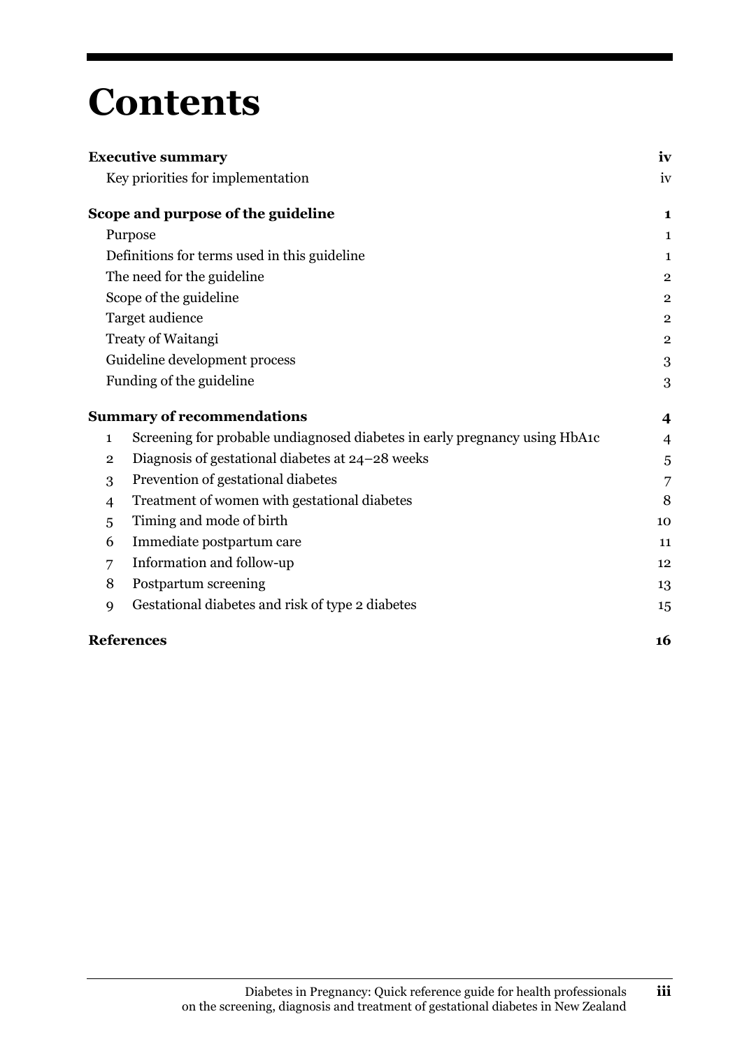# Contents

| | |
|---|---|
| **Executive summary** | **iv** |
| Key priorities for implementation | iv |
| **Scope and purpose of the guideline** | **1** |
| Purpose | 1 |
| Definitions for terms used in this guideline | 1 |
| The need for the guideline | 2 |
| Scope of the guideline | 2 |
| Target audience | 2 |
| Treaty of Waitangi | 2 |
| Guideline development process | 3 |
| Funding of the guideline | 3 |
| **Summary of recommendations** | **4** |
| 1 Screening for probable undiagnosed diabetes in early pregnancy using HbA1c | 4 |
| 2 Diagnosis of gestational diabetes at 24–28 weeks | 5 |
| 3 Prevention of gestational diabetes | 7 |
| 4 Treatment of women with gestational diabetes | 8 |
| 5 Timing and mode of birth | 10 |
| 6 Immediate postpartum care | 11 |
| 7 Information and follow-up | 12 |
| 8 Postpartum screening | 13 |
| 9 Gestational diabetes and risk of type 2 diabetes | 15 |
| **References** | **16** |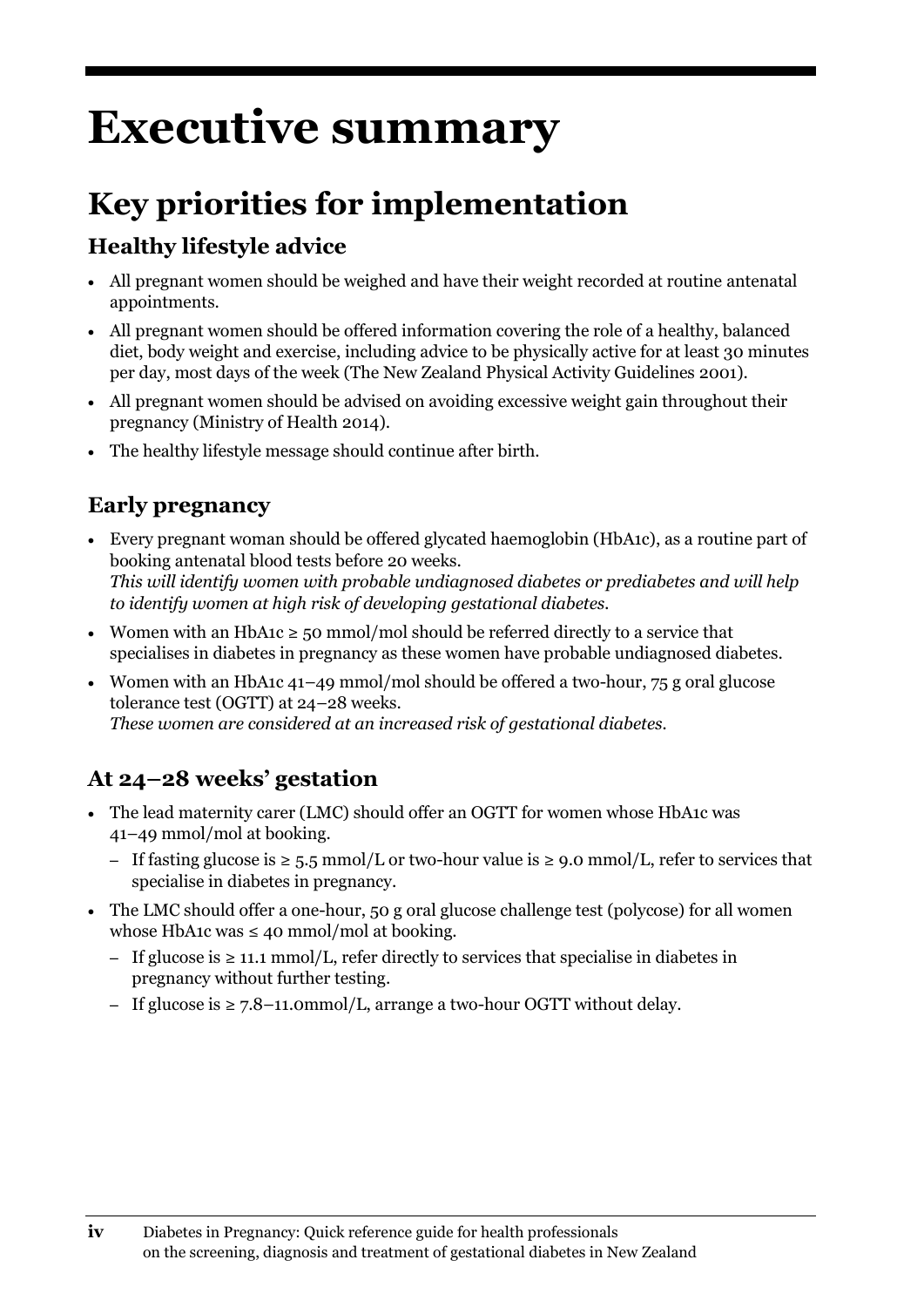# Executive summary

## Key priorities for implementation

### Healthy lifestyle advice

- All pregnant women should be weighed and have their weight recorded at routine antenatal appointments.
- All pregnant women should be offered information covering the role of a healthy, balanced diet, body weight and exercise, including advice to be physically active for at least 30 minutes per day, most days of the week (The New Zealand Physical Activity Guidelines 2001).
- All pregnant women should be advised on avoiding excessive weight gain throughout their pregnancy (Ministry of Health 2014).
- The healthy lifestyle message should continue after birth.

### Early pregnancy

- Every pregnant woman should be offered glycated haemoglobin (HbA1c), as a routine part of booking antenatal blood tests before 20 weeks.
  *This will identify women with probable undiagnosed diabetes or prediabetes and will help to identify women at high risk of developing gestational diabetes.*
- Women with an HbA1c ≥ 50 mmol/mol should be referred directly to a service that specialises in diabetes in pregnancy as these women have probable undiagnosed diabetes.
- Women with an HbA1c 41–49 mmol/mol should be offered a two-hour, 75 g oral glucose tolerance test (OGTT) at 24–28 weeks.
  *These women are considered at an increased risk of gestational diabetes.*

### At 24–28 weeks' gestation

- The lead maternity carer (LMC) should offer an OGTT for women whose HbA1c was 41–49 mmol/mol at booking.
  - If fasting glucose is ≥ 5.5 mmol/L or two-hour value is ≥ 9.0 mmol/L, refer to services that specialise in diabetes in pregnancy.
- The LMC should offer a one-hour, 50 g oral glucose challenge test (polycose) for all women whose HbA1c was ≤ 40 mmol/mol at booking.
  - If glucose is ≥ 11.1 mmol/L, refer directly to services that specialise in diabetes in pregnancy without further testing.
  - If glucose is ≥ 7.8–11.0mmol/L, arrange a two-hour OGTT without delay.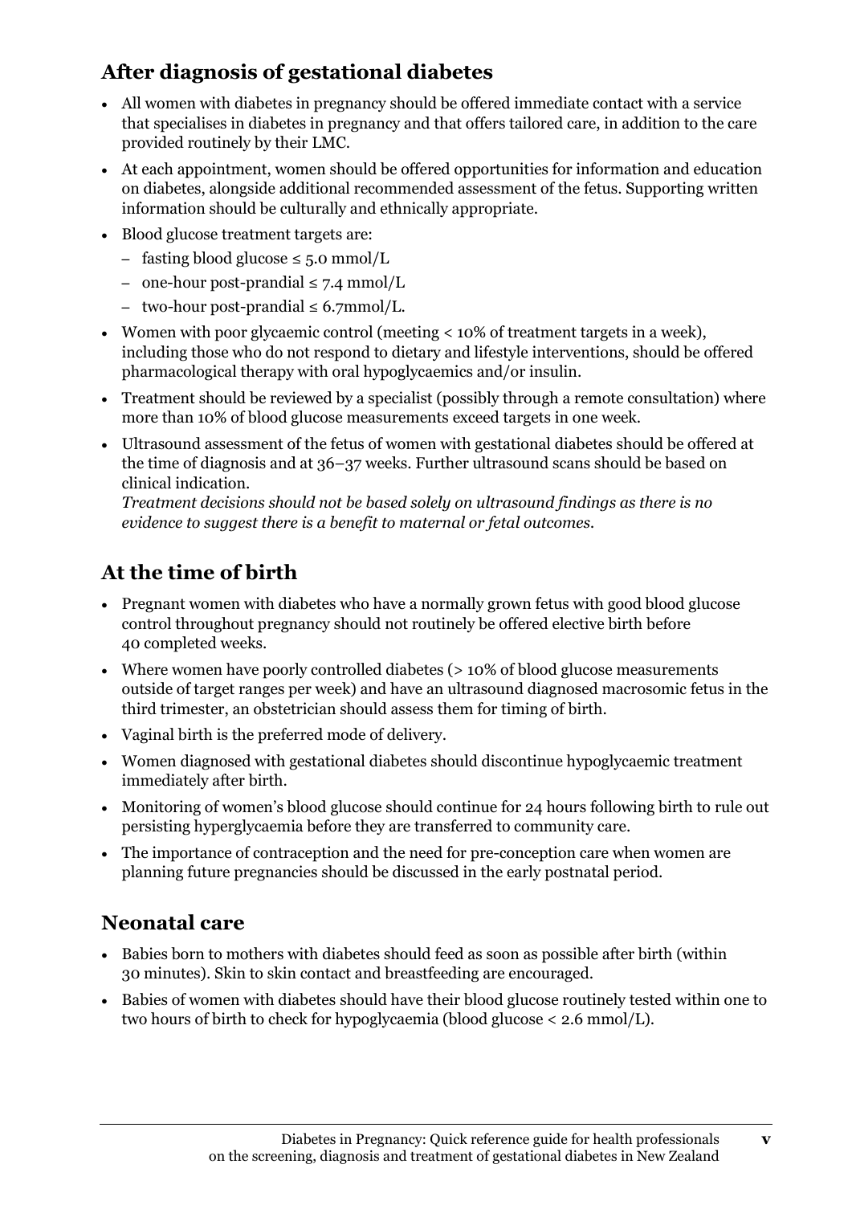## After diagnosis of gestational diabetes

- All women with diabetes in pregnancy should be offered immediate contact with a service that specialises in diabetes in pregnancy and that offers tailored care, in addition to the care provided routinely by their LMC.
- At each appointment, women should be offered opportunities for information and education on diabetes, alongside additional recommended assessment of the fetus. Supporting written information should be culturally and ethnically appropriate.
- Blood glucose treatment targets are:
  - fasting blood glucose ≤ 5.0 mmol/L
  - one-hour post-prandial ≤ 7.4 mmol/L
  - two-hour post-prandial ≤ 6.7mmol/L.
- Women with poor glycaemic control (meeting < 10% of treatment targets in a week), including those who do not respond to dietary and lifestyle interventions, should be offered pharmacological therapy with oral hypoglycaemics and/or insulin.
- Treatment should be reviewed by a specialist (possibly through a remote consultation) where more than 10% of blood glucose measurements exceed targets in one week.
- Ultrasound assessment of the fetus of women with gestational diabetes should be offered at the time of diagnosis and at 36–37 weeks. Further ultrasound scans should be based on clinical indication.
  *Treatment decisions should not be based solely on ultrasound findings as there is no evidence to suggest there is a benefit to maternal or fetal outcomes.*

## At the time of birth

- Pregnant women with diabetes who have a normally grown fetus with good blood glucose control throughout pregnancy should not routinely be offered elective birth before 40 completed weeks.
- Where women have poorly controlled diabetes (> 10% of blood glucose measurements outside of target ranges per week) and have an ultrasound diagnosed macrosomic fetus in the third trimester, an obstetrician should assess them for timing of birth.
- Vaginal birth is the preferred mode of delivery.
- Women diagnosed with gestational diabetes should discontinue hypoglycaemic treatment immediately after birth.
- Monitoring of women's blood glucose should continue for 24 hours following birth to rule out persisting hyperglycaemia before they are transferred to community care.
- The importance of contraception and the need for pre-conception care when women are planning future pregnancies should be discussed in the early postnatal period.

## Neonatal care

- Babies born to mothers with diabetes should feed as soon as possible after birth (within 30 minutes). Skin to skin contact and breastfeeding are encouraged.
- Babies of women with diabetes should have their blood glucose routinely tested within one to two hours of birth to check for hypoglycaemia (blood glucose < 2.6 mmol/L).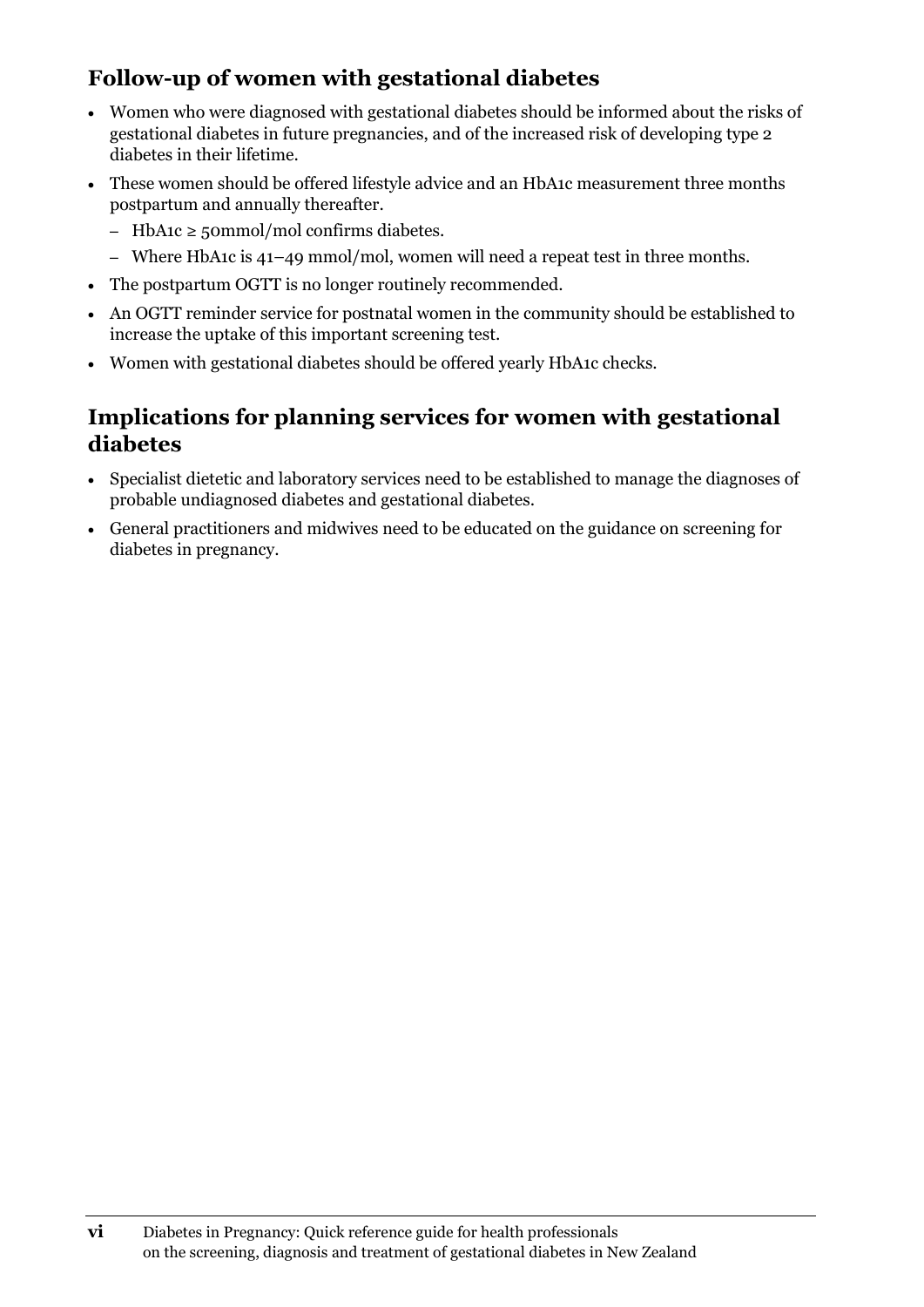## Follow-up of women with gestational diabetes

- Women who were diagnosed with gestational diabetes should be informed about the risks of gestational diabetes in future pregnancies, and of the increased risk of developing type 2 diabetes in their lifetime.
- These women should be offered lifestyle advice and an HbA1c measurement three months postpartum and annually thereafter.
  - HbA1c ≥ 50mmol/mol confirms diabetes.
  - Where HbA1c is 41–49 mmol/mol, women will need a repeat test in three months.
- The postpartum OGTT is no longer routinely recommended.
- An OGTT reminder service for postnatal women in the community should be established to increase the uptake of this important screening test.
- Women with gestational diabetes should be offered yearly HbA1c checks.

## Implications for planning services for women with gestational diabetes

- Specialist dietetic and laboratory services need to be established to manage the diagnoses of probable undiagnosed diabetes and gestational diabetes.
- General practitioners and midwives need to be educated on the guidance on screening for diabetes in pregnancy.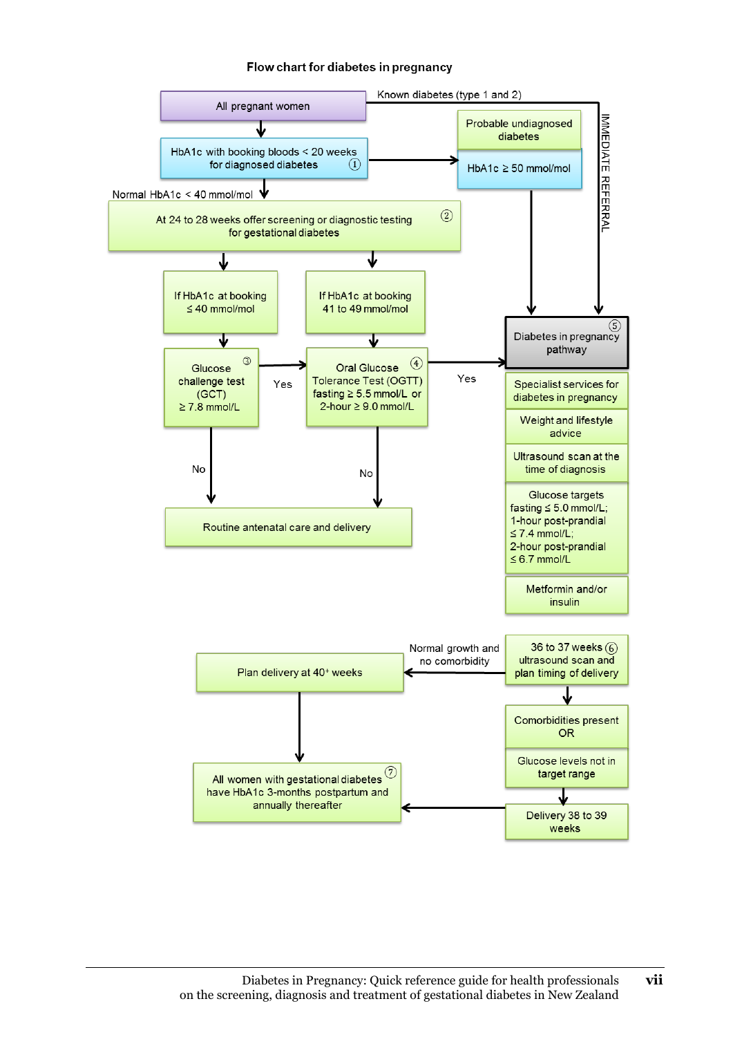## Flow chart for diabetes in pregnancy

All pregnant women

Known diabetes (type 1 and 2) → IMMEDIATE REFERRAL → Diabetes in pregnancy pathway

HbA1c with booking bloods < 20 weeks for diagnosed diabetes ①

→ Probable undiagnosed diabetes: HbA1c ≥ 50 mmol/mol → Diabetes in pregnancy pathway

Normal HbA1c < 40 mmol/mol

At 24 to 28 weeks offer screening or diagnostic testing for gestational diabetes ②

- If HbA1c at booking ≤ 40 mmol/mol → Glucose challenge test (GCT) ≥ 7.8 mmol/L ③
  - Yes → Oral Glucose Tolerance Test (OGTT)
  - No → Routine antenatal care and delivery
- If HbA1c at booking 41 to 49 mmol/mol → Oral Glucose Tolerance Test (OGTT) fasting ≥ 5.5 mmol/L or 2-hour ≥ 9.0 mmol/L ④
  - Yes → Diabetes in pregnancy pathway
  - No → Routine antenatal care and delivery

Diabetes in pregnancy pathway ⑤

- Specialist services for diabetes in pregnancy
- Weight and lifestyle advice
- Ultrasound scan at the time of diagnosis
- Glucose targets fasting ≤ 5.0 mmol/L; 1-hour post-prandial ≤ 7.4 mmol/L; 2-hour post-prandial ≤ 6.7 mmol/L
- Metformin and/or insulin

36 to 37 weeks ultrasound scan and plan timing of delivery ⑥

- Normal growth and no comorbidity → Plan delivery at 40⁺ weeks
- Comorbidities present OR Glucose levels not in target range → Delivery 38 to 39 weeks

All women with gestational diabetes have HbA1c 3-months postpartum and annually thereafter ⑦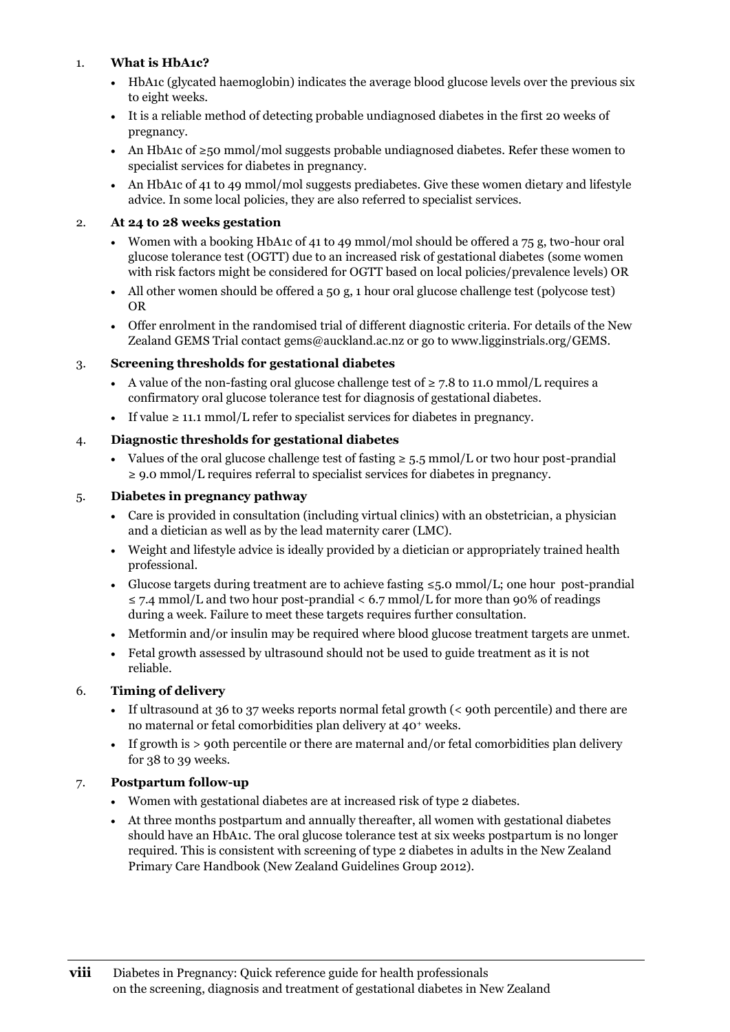1. **What is HbA1c?**
   - HbA1c (glycated haemoglobin) indicates the average blood glucose levels over the previous six to eight weeks.
   - It is a reliable method of detecting probable undiagnosed diabetes in the first 20 weeks of pregnancy.
   - An HbA1c of ≥50 mmol/mol suggests probable undiagnosed diabetes. Refer these women to specialist services for diabetes in pregnancy.
   - An HbA1c of 41 to 49 mmol/mol suggests prediabetes. Give these women dietary and lifestyle advice. In some local policies, they are also referred to specialist services.

2. **At 24 to 28 weeks gestation**
   - Women with a booking HbA1c of 41 to 49 mmol/mol should be offered a 75 g, two-hour oral glucose tolerance test (OGTT) due to an increased risk of gestational diabetes (some women with risk factors might be considered for OGTT based on local policies/prevalence levels) OR
   - All other women should be offered a 50 g, 1 hour oral glucose challenge test (polycose test) OR
   - Offer enrolment in the randomised trial of different diagnostic criteria. For details of the New Zealand GEMS Trial contact gems@auckland.ac.nz or go to www.ligginstrials.org/GEMS.

3. **Screening thresholds for gestational diabetes**
   - A value of the non-fasting oral glucose challenge test of ≥ 7.8 to 11.0 mmol/L requires a confirmatory oral glucose tolerance test for diagnosis of gestational diabetes.
   - If value ≥ 11.1 mmol/L refer to specialist services for diabetes in pregnancy.

4. **Diagnostic thresholds for gestational diabetes**
   - Values of the oral glucose challenge test of fasting ≥ 5.5 mmol/L or two hour post-prandial ≥ 9.0 mmol/L requires referral to specialist services for diabetes in pregnancy.

5. **Diabetes in pregnancy pathway**
   - Care is provided in consultation (including virtual clinics) with an obstetrician, a physician and a dietician as well as by the lead maternity carer (LMC).
   - Weight and lifestyle advice is ideally provided by a dietician or appropriately trained health professional.
   - Glucose targets during treatment are to achieve fasting ≤5.0 mmol/L; one hour post-prandial ≤ 7.4 mmol/L and two hour post-prandial < 6.7 mmol/L for more than 90% of readings during a week. Failure to meet these targets requires further consultation.
   - Metformin and/or insulin may be required where blood glucose treatment targets are unmet.
   - Fetal growth assessed by ultrasound should not be used to guide treatment as it is not reliable.

6. **Timing of delivery**
   - If ultrasound at 36 to 37 weeks reports normal fetal growth (< 90th percentile) and there are no maternal or fetal comorbidities plan delivery at 40+ weeks.
   - If growth is > 90th percentile or there are maternal and/or fetal comorbidities plan delivery for 38 to 39 weeks.

7. **Postpartum follow-up**
   - Women with gestational diabetes are at increased risk of type 2 diabetes.
   - At three months postpartum and annually thereafter, all women with gestational diabetes should have an HbA1c. The oral glucose tolerance test at six weeks postpartum is no longer required. This is consistent with screening of type 2 diabetes in adults in the New Zealand Primary Care Handbook (New Zealand Guidelines Group 2012).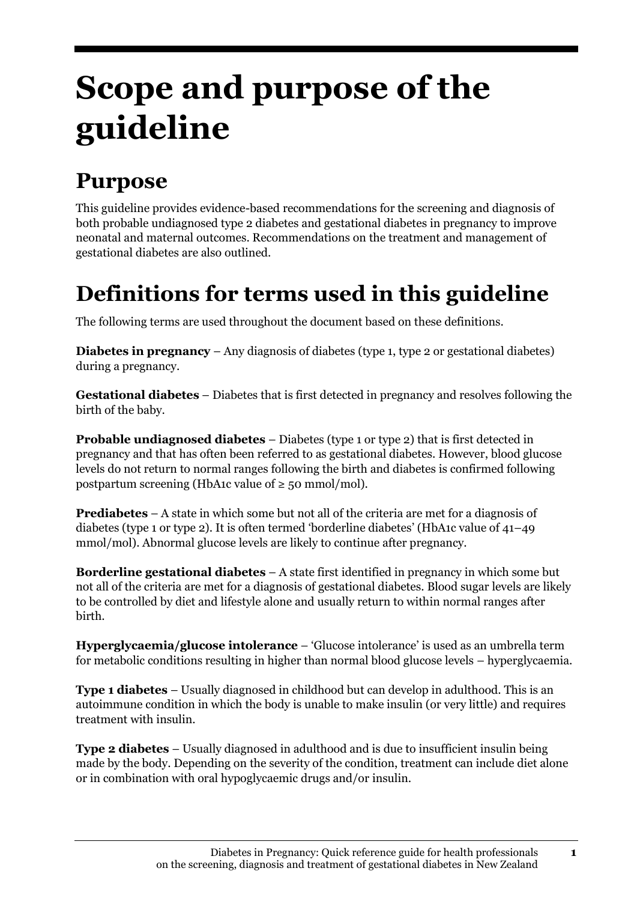# Scope and purpose of the guideline

## Purpose

This guideline provides evidence-based recommendations for the screening and diagnosis of both probable undiagnosed type 2 diabetes and gestational diabetes in pregnancy to improve neonatal and maternal outcomes. Recommendations on the treatment and management of gestational diabetes are also outlined.

## Definitions for terms used in this guideline

The following terms are used throughout the document based on these definitions.

**Diabetes in pregnancy** – Any diagnosis of diabetes (type 1, type 2 or gestational diabetes) during a pregnancy.

**Gestational diabetes** – Diabetes that is first detected in pregnancy and resolves following the birth of the baby.

**Probable undiagnosed diabetes** – Diabetes (type 1 or type 2) that is first detected in pregnancy and that has often been referred to as gestational diabetes. However, blood glucose levels do not return to normal ranges following the birth and diabetes is confirmed following postpartum screening (HbA1c value of ≥ 50 mmol/mol).

**Prediabetes** – A state in which some but not all of the criteria are met for a diagnosis of diabetes (type 1 or type 2). It is often termed 'borderline diabetes' (HbA1c value of 41–49 mmol/mol). Abnormal glucose levels are likely to continue after pregnancy.

**Borderline gestational diabetes** – A state first identified in pregnancy in which some but not all of the criteria are met for a diagnosis of gestational diabetes. Blood sugar levels are likely to be controlled by diet and lifestyle alone and usually return to within normal ranges after birth.

**Hyperglycaemia/glucose intolerance** – 'Glucose intolerance' is used as an umbrella term for metabolic conditions resulting in higher than normal blood glucose levels – hyperglycaemia.

**Type 1 diabetes** – Usually diagnosed in childhood but can develop in adulthood. This is an autoimmune condition in which the body is unable to make insulin (or very little) and requires treatment with insulin.

**Type 2 diabetes** – Usually diagnosed in adulthood and is due to insufficient insulin being made by the body. Depending on the severity of the condition, treatment can include diet alone or in combination with oral hypoglycaemic drugs and/or insulin.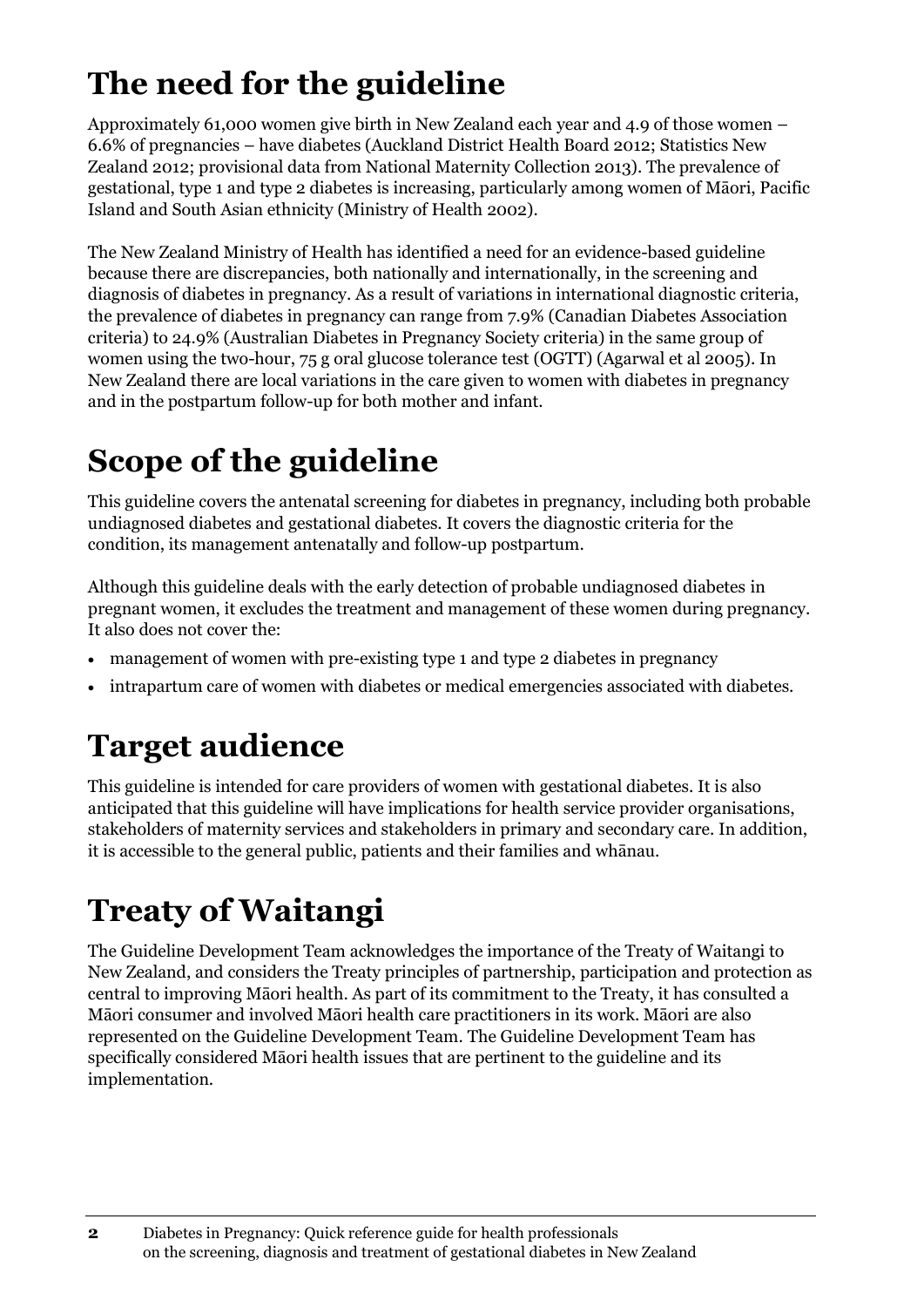# The need for the guideline

Approximately 61,000 women give birth in New Zealand each year and 4.9 of those women – 6.6% of pregnancies – have diabetes (Auckland District Health Board 2012; Statistics New Zealand 2012; provisional data from National Maternity Collection 2013). The prevalence of gestational, type 1 and type 2 diabetes is increasing, particularly among women of Māori, Pacific Island and South Asian ethnicity (Ministry of Health 2002).

The New Zealand Ministry of Health has identified a need for an evidence-based guideline because there are discrepancies, both nationally and internationally, in the screening and diagnosis of diabetes in pregnancy. As a result of variations in international diagnostic criteria, the prevalence of diabetes in pregnancy can range from 7.9% (Canadian Diabetes Association criteria) to 24.9% (Australian Diabetes in Pregnancy Society criteria) in the same group of women using the two-hour, 75 g oral glucose tolerance test (OGTT) (Agarwal et al 2005). In New Zealand there are local variations in the care given to women with diabetes in pregnancy and in the postpartum follow-up for both mother and infant.

# Scope of the guideline

This guideline covers the antenatal screening for diabetes in pregnancy, including both probable undiagnosed diabetes and gestational diabetes. It covers the diagnostic criteria for the condition, its management antenatally and follow-up postpartum.

Although this guideline deals with the early detection of probable undiagnosed diabetes in pregnant women, it excludes the treatment and management of these women during pregnancy. It also does not cover the:

- management of women with pre-existing type 1 and type 2 diabetes in pregnancy
- intrapartum care of women with diabetes or medical emergencies associated with diabetes.

# Target audience

This guideline is intended for care providers of women with gestational diabetes. It is also anticipated that this guideline will have implications for health service provider organisations, stakeholders of maternity services and stakeholders in primary and secondary care. In addition, it is accessible to the general public, patients and their families and whānau.

# Treaty of Waitangi

The Guideline Development Team acknowledges the importance of the Treaty of Waitangi to New Zealand, and considers the Treaty principles of partnership, participation and protection as central to improving Māori health. As part of its commitment to the Treaty, it has consulted a Māori consumer and involved Māori health care practitioners in its work. Māori are also represented on the Guideline Development Team. The Guideline Development Team has specifically considered Māori health issues that are pertinent to the guideline and its implementation.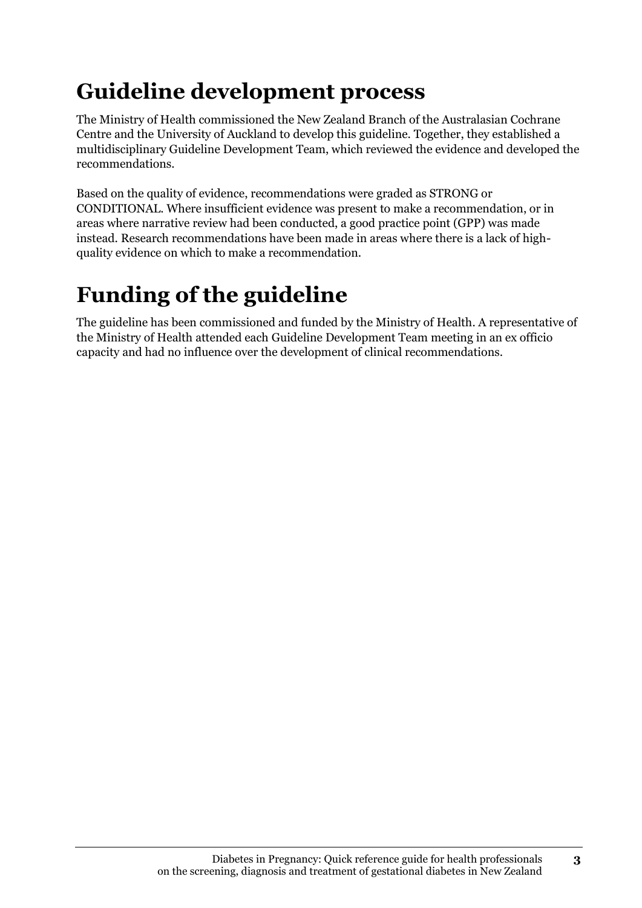# Guideline development process

The Ministry of Health commissioned the New Zealand Branch of the Australasian Cochrane Centre and the University of Auckland to develop this guideline. Together, they established a multidisciplinary Guideline Development Team, which reviewed the evidence and developed the recommendations.

Based on the quality of evidence, recommendations were graded as STRONG or CONDITIONAL. Where insufficient evidence was present to make a recommendation, or in areas where narrative review had been conducted, a good practice point (GPP) was made instead. Research recommendations have been made in areas where there is a lack of high-quality evidence on which to make a recommendation.

# Funding of the guideline

The guideline has been commissioned and funded by the Ministry of Health. A representative of the Ministry of Health attended each Guideline Development Team meeting in an ex officio capacity and had no influence over the development of clinical recommendations.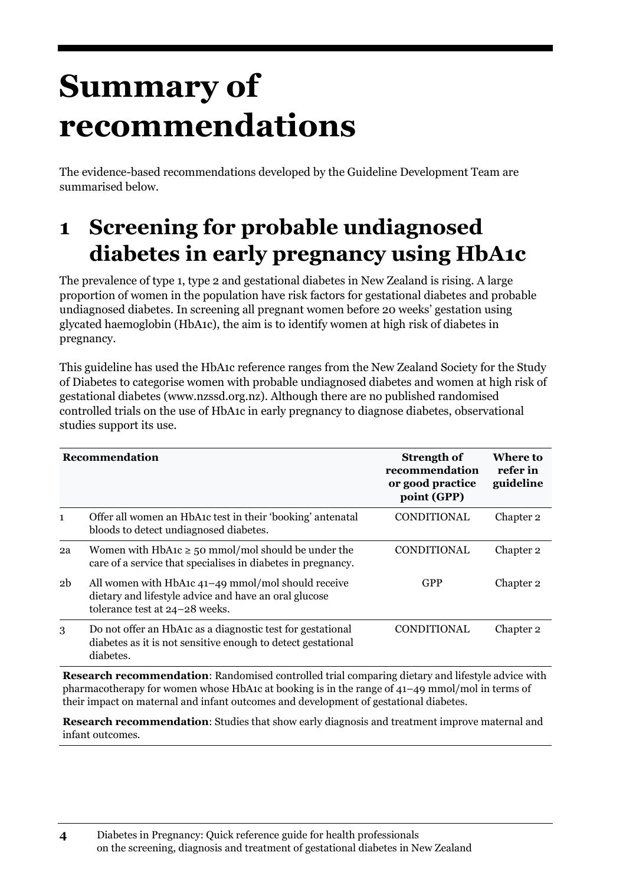# Summary of recommendations

The evidence-based recommendations developed by the Guideline Development Team are summarised below.

## 1 Screening for probable undiagnosed diabetes in early pregnancy using HbA1c

The prevalence of type 1, type 2 and gestational diabetes in New Zealand is rising. A large proportion of women in the population have risk factors for gestational diabetes and probable undiagnosed diabetes. In screening all pregnant women before 20 weeks' gestation using glycated haemoglobin (HbA1c), the aim is to identify women at high risk of diabetes in pregnancy.

This guideline has used the HbA1c reference ranges from the New Zealand Society for the Study of Diabetes to categorise women with probable undiagnosed diabetes and women at high risk of gestational diabetes (www.nzssd.org.nz). Although there are no published randomised controlled trials on the use of HbA1c in early pregnancy to diagnose diabetes, observational studies support its use.

| | Recommendation | Strength of recommendation or good practice point (GPP) | Where to refer in guideline |
|---|---|---|---|
| 1 | Offer all women an HbA1c test in their 'booking' antenatal bloods to detect undiagnosed diabetes. | CONDITIONAL | Chapter 2 |
| 2a | Women with HbA1c ≥ 50 mmol/mol should be under the care of a service that specialises in diabetes in pregnancy. | CONDITIONAL | Chapter 2 |
| 2b | All women with HbA1c 41–49 mmol/mol should receive dietary and lifestyle advice and have an oral glucose tolerance test at 24–28 weeks. | GPP | Chapter 2 |
| 3 | Do not offer an HbA1c as a diagnostic test for gestational diabetes as it is not sensitive enough to detect gestational diabetes. | CONDITIONAL | Chapter 2 |

**Research recommendation**: Randomised controlled trial comparing dietary and lifestyle advice with pharmacotherapy for women whose HbA1c at booking is in the range of 41–49 mmol/mol in terms of their impact on maternal and infant outcomes and development of gestational diabetes.

**Research recommendation**: Studies that show early diagnosis and treatment improve maternal and infant outcomes.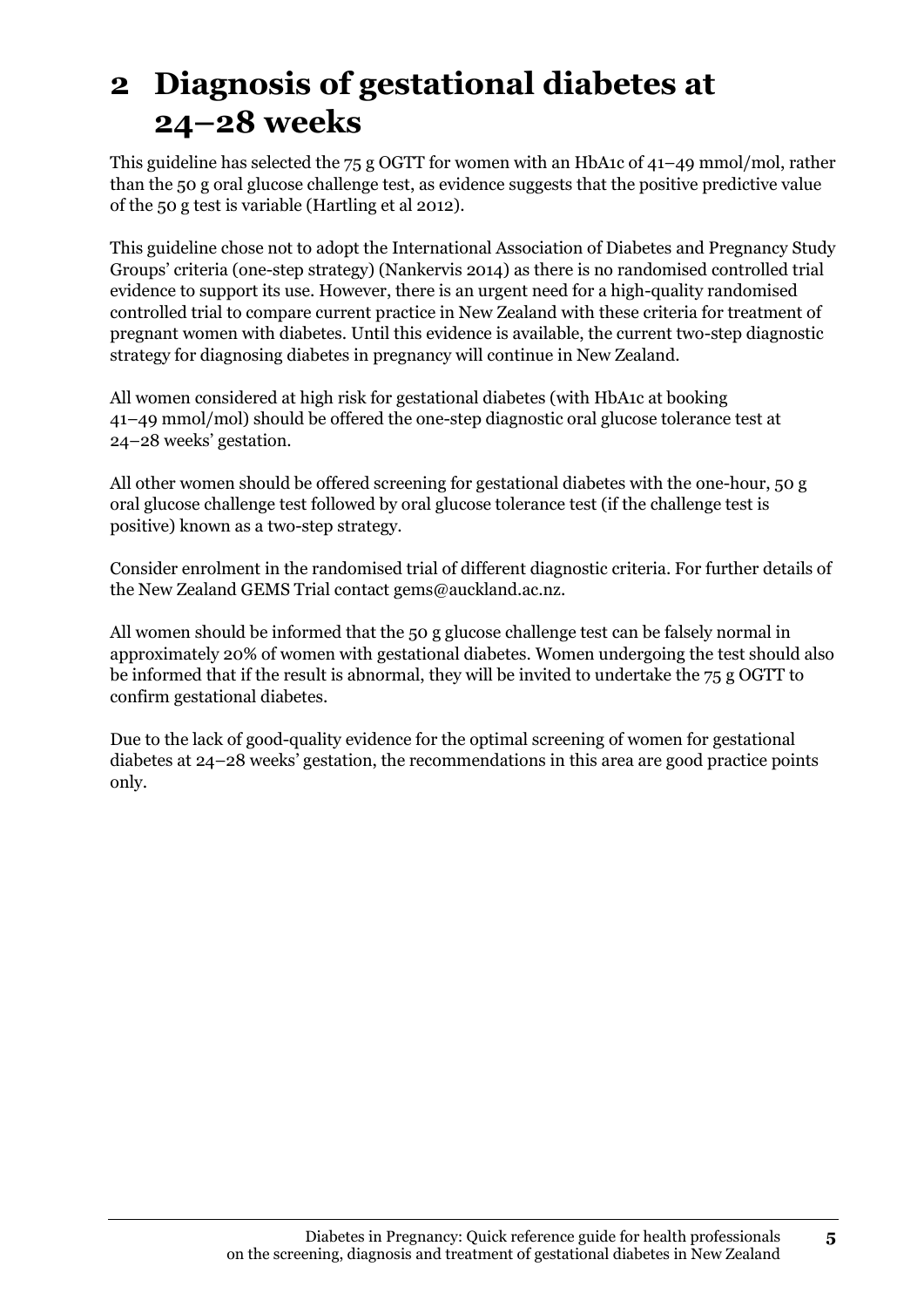# 2 Diagnosis of gestational diabetes at 24–28 weeks

This guideline has selected the 75 g OGTT for women with an HbA1c of 41–49 mmol/mol, rather than the 50 g oral glucose challenge test, as evidence suggests that the positive predictive value of the 50 g test is variable (Hartling et al 2012).

This guideline chose not to adopt the International Association of Diabetes and Pregnancy Study Groups' criteria (one-step strategy) (Nankervis 2014) as there is no randomised controlled trial evidence to support its use. However, there is an urgent need for a high-quality randomised controlled trial to compare current practice in New Zealand with these criteria for treatment of pregnant women with diabetes. Until this evidence is available, the current two-step diagnostic strategy for diagnosing diabetes in pregnancy will continue in New Zealand.

All women considered at high risk for gestational diabetes (with HbA1c at booking 41–49 mmol/mol) should be offered the one-step diagnostic oral glucose tolerance test at 24–28 weeks' gestation.

All other women should be offered screening for gestational diabetes with the one-hour, 50 g oral glucose challenge test followed by oral glucose tolerance test (if the challenge test is positive) known as a two-step strategy.

Consider enrolment in the randomised trial of different diagnostic criteria. For further details of the New Zealand GEMS Trial contact gems@auckland.ac.nz.

All women should be informed that the 50 g glucose challenge test can be falsely normal in approximately 20% of women with gestational diabetes. Women undergoing the test should also be informed that if the result is abnormal, they will be invited to undertake the 75 g OGTT to confirm gestational diabetes.

Due to the lack of good-quality evidence for the optimal screening of women for gestational diabetes at 24–28 weeks' gestation, the recommendations in this area are good practice points only.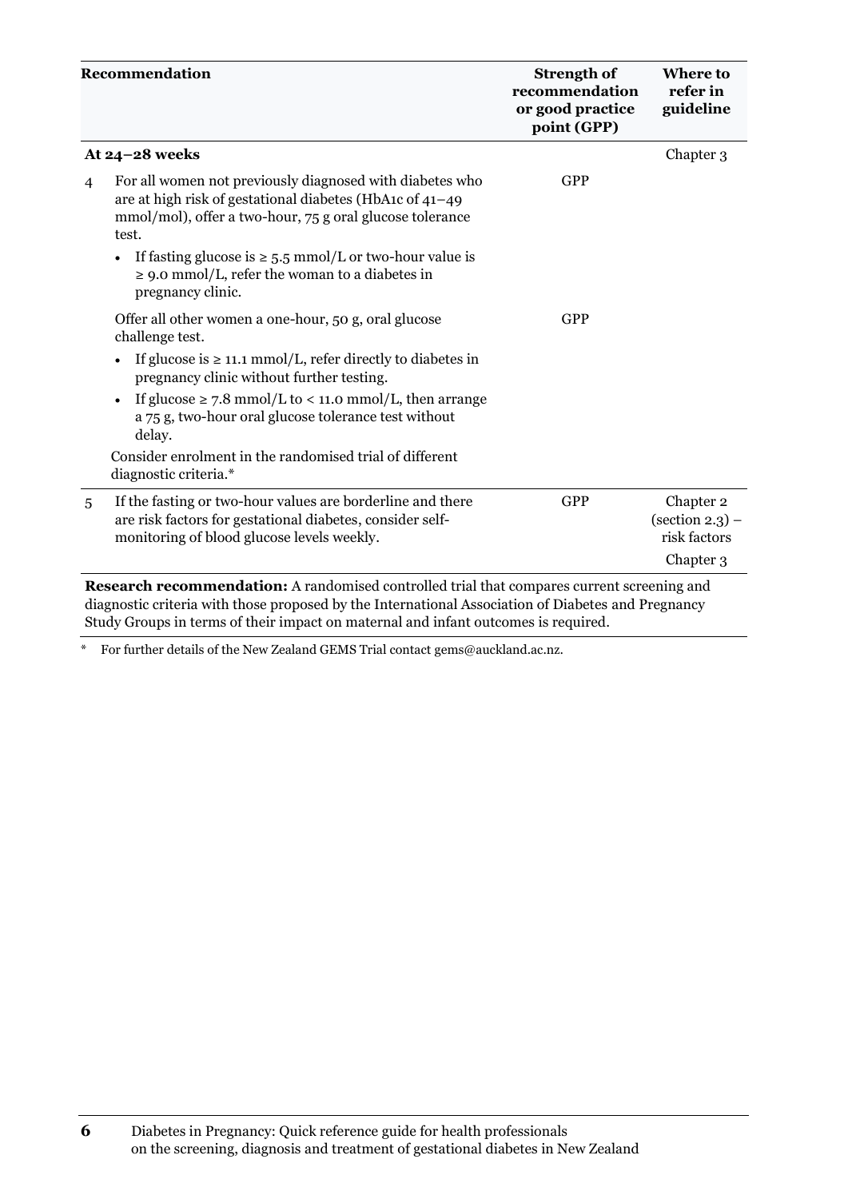| | Recommendation | Strength of recommendation or good practice point (GPP) | Where to refer in guideline |
|---|---|---|---|
| | **At 24–28 weeks** | | Chapter 3 |
| 4 | For all women not previously diagnosed with diabetes who are at high risk of gestational diabetes (HbA1c of 41–49 mmol/mol), offer a two-hour, 75 g oral glucose tolerance test.<br>• If fasting glucose is ≥ 5.5 mmol/L or two-hour value is ≥ 9.0 mmol/L, refer the woman to a diabetes in pregnancy clinic. | GPP | |
| | Offer all other women a one-hour, 50 g, oral glucose challenge test.<br>• If glucose is ≥ 11.1 mmol/L, refer directly to diabetes in pregnancy clinic without further testing.<br>• If glucose ≥ 7.8 mmol/L to < 11.0 mmol/L, then arrange a 75 g, two-hour oral glucose tolerance test without delay.<br>Consider enrolment in the randomised trial of different diagnostic criteria.* | GPP | |
| 5 | If the fasting or two-hour values are borderline and there are risk factors for gestational diabetes, consider self-monitoring of blood glucose levels weekly. | GPP | Chapter 2 (section 2.3) – risk factors<br>Chapter 3 |

**Research recommendation:** A randomised controlled trial that compares current screening and diagnostic criteria with those proposed by the International Association of Diabetes and Pregnancy Study Groups in terms of their impact on maternal and infant outcomes is required.

\* For further details of the New Zealand GEMS Trial contact gems@auckland.ac.nz.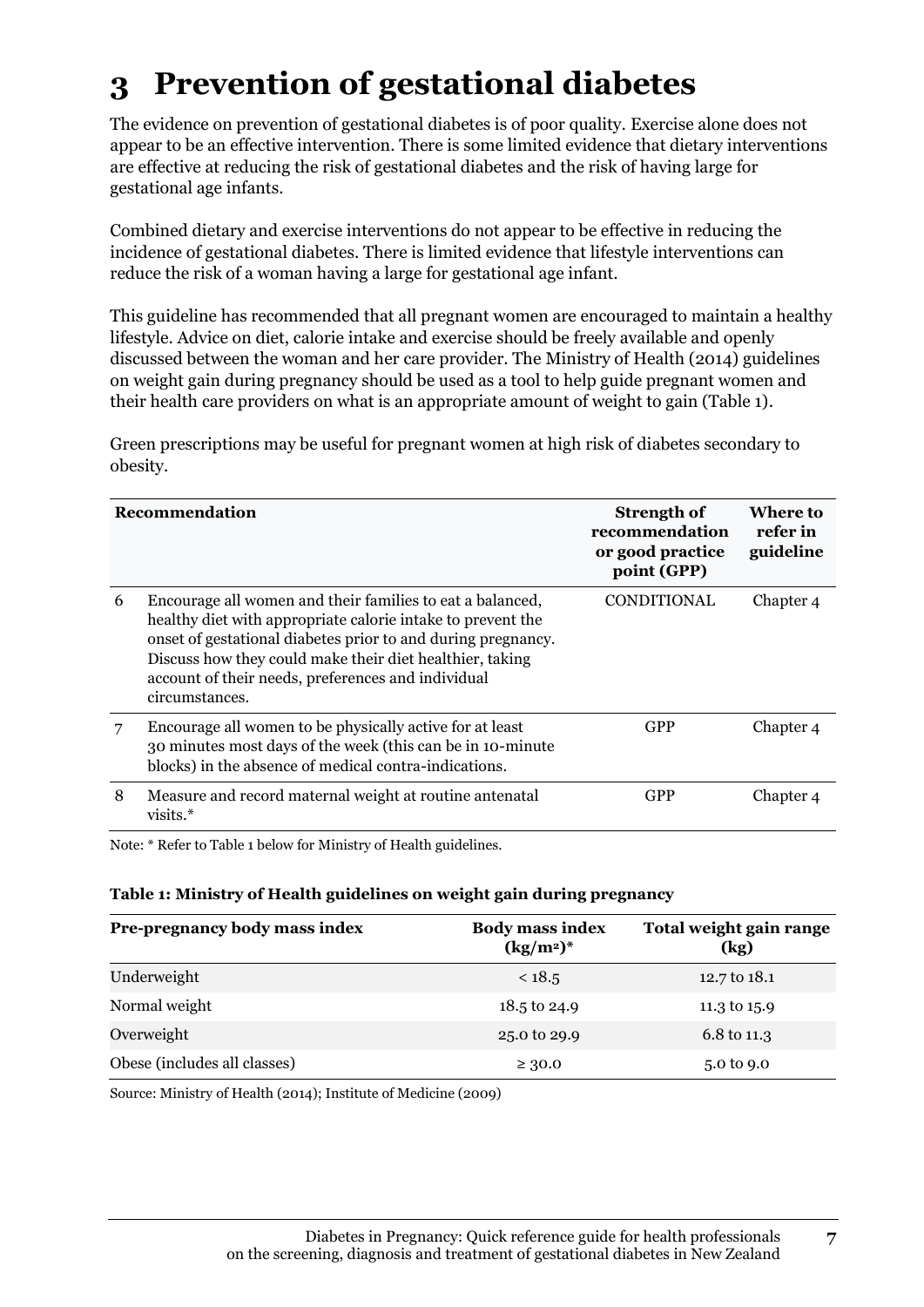# 3 Prevention of gestational diabetes

The evidence on prevention of gestational diabetes is of poor quality. Exercise alone does not appear to be an effective intervention. There is some limited evidence that dietary interventions are effective at reducing the risk of gestational diabetes and the risk of having large for gestational age infants.

Combined dietary and exercise interventions do not appear to be effective in reducing the incidence of gestational diabetes. There is limited evidence that lifestyle interventions can reduce the risk of a woman having a large for gestational age infant.

This guideline has recommended that all pregnant women are encouraged to maintain a healthy lifestyle. Advice on diet, calorie intake and exercise should be freely available and openly discussed between the woman and her care provider. The Ministry of Health (2014) guidelines on weight gain during pregnancy should be used as a tool to help guide pregnant women and their health care providers on what is an appropriate amount of weight to gain (Table 1).

Green prescriptions may be useful for pregnant women at high risk of diabetes secondary to obesity.

| | Recommendation | Strength of recommendation or good practice point (GPP) | Where to refer in guideline |
|---|---|---|---|
| 6 | Encourage all women and their families to eat a balanced, healthy diet with appropriate calorie intake to prevent the onset of gestational diabetes prior to and during pregnancy. Discuss how they could make their diet healthier, taking account of their needs, preferences and individual circumstances. | CONDITIONAL | Chapter 4 |
| 7 | Encourage all women to be physically active for at least 30 minutes most days of the week (this can be in 10-minute blocks) in the absence of medical contra-indications. | GPP | Chapter 4 |
| 8 | Measure and record maternal weight at routine antenatal visits.* | GPP | Chapter 4 |

Note: * Refer to Table 1 below for Ministry of Health guidelines.

**Table 1: Ministry of Health guidelines on weight gain during pregnancy**

| Pre-pregnancy body mass index | Body mass index ($kg/m^2$)* | Total weight gain range (kg) |
|---|---|---|
| Underweight | < 18.5 | 12.7 to 18.1 |
| Normal weight | 18.5 to 24.9 | 11.3 to 15.9 |
| Overweight | 25.0 to 29.9 | 6.8 to 11.3 |
| Obese (includes all classes) | ≥ 30.0 | 5.0 to 9.0 |

Source: Ministry of Health (2014); Institute of Medicine (2009)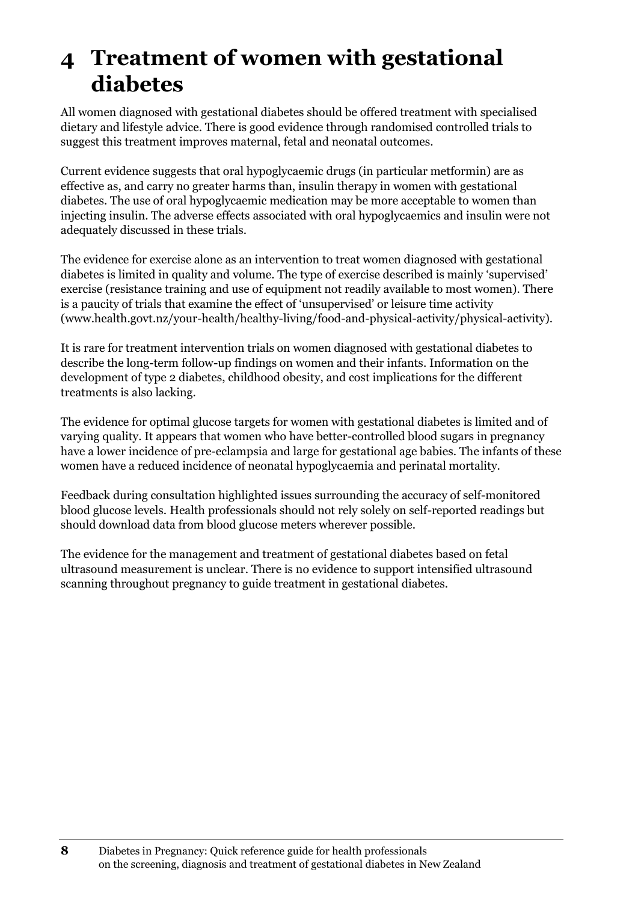# 4 Treatment of women with gestational diabetes

All women diagnosed with gestational diabetes should be offered treatment with specialised dietary and lifestyle advice. There is good evidence through randomised controlled trials to suggest this treatment improves maternal, fetal and neonatal outcomes.

Current evidence suggests that oral hypoglycaemic drugs (in particular metformin) are as effective as, and carry no greater harms than, insulin therapy in women with gestational diabetes. The use of oral hypoglycaemic medication may be more acceptable to women than injecting insulin. The adverse effects associated with oral hypoglycaemics and insulin were not adequately discussed in these trials.

The evidence for exercise alone as an intervention to treat women diagnosed with gestational diabetes is limited in quality and volume. The type of exercise described is mainly 'supervised' exercise (resistance training and use of equipment not readily available to most women). There is a paucity of trials that examine the effect of 'unsupervised' or leisure time activity (www.health.govt.nz/your-health/healthy-living/food-and-physical-activity/physical-activity).

It is rare for treatment intervention trials on women diagnosed with gestational diabetes to describe the long-term follow-up findings on women and their infants. Information on the development of type 2 diabetes, childhood obesity, and cost implications for the different treatments is also lacking.

The evidence for optimal glucose targets for women with gestational diabetes is limited and of varying quality. It appears that women who have better-controlled blood sugars in pregnancy have a lower incidence of pre-eclampsia and large for gestational age babies. The infants of these women have a reduced incidence of neonatal hypoglycaemia and perinatal mortality.

Feedback during consultation highlighted issues surrounding the accuracy of self-monitored blood glucose levels. Health professionals should not rely solely on self-reported readings but should download data from blood glucose meters wherever possible.

The evidence for the management and treatment of gestational diabetes based on fetal ultrasound measurement is unclear. There is no evidence to support intensified ultrasound scanning throughout pregnancy to guide treatment in gestational diabetes.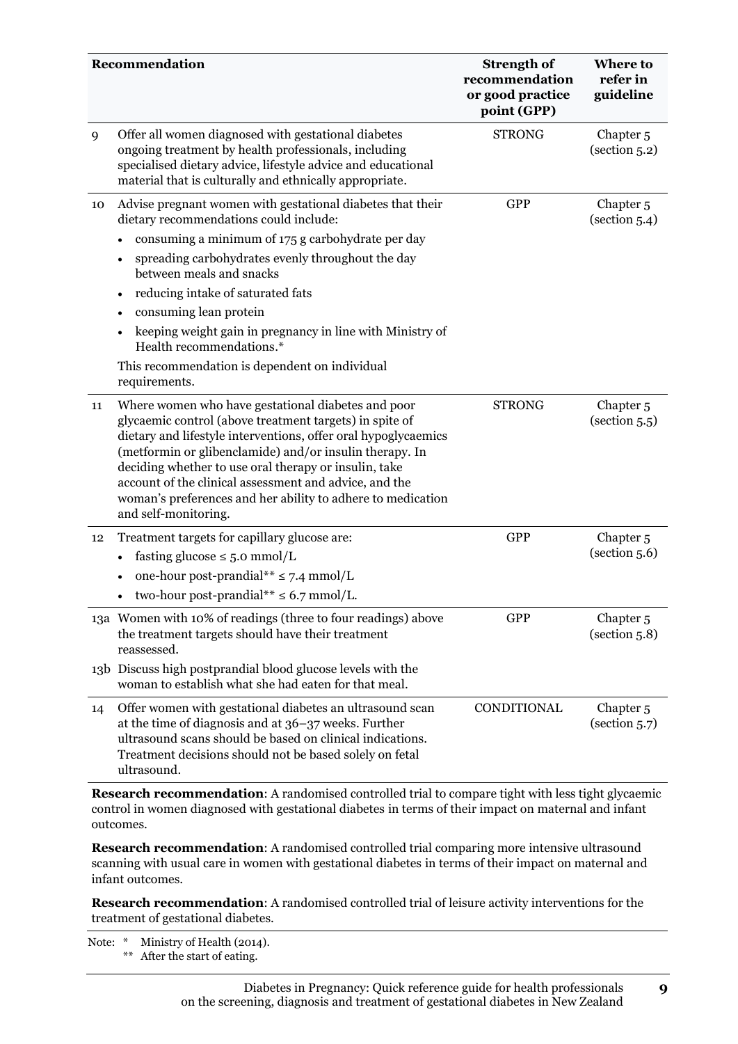| | Recommendation | Strength of recommendation or good practice point (GPP) | Where to refer in guideline |
|---|---|---|---|
| 9 | Offer all women diagnosed with gestational diabetes ongoing treatment by health professionals, including specialised dietary advice, lifestyle advice and educational material that is culturally and ethnically appropriate. | STRONG | Chapter 5 (section 5.2) |
| 10 | Advise pregnant women with gestational diabetes that their dietary recommendations could include:<br>• consuming a minimum of 175 g carbohydrate per day<br>• spreading carbohydrates evenly throughout the day between meals and snacks<br>• reducing intake of saturated fats<br>• consuming lean protein<br>• keeping weight gain in pregnancy in line with Ministry of Health recommendations.*<br>This recommendation is dependent on individual requirements. | GPP | Chapter 5 (section 5.4) |
| 11 | Where women who have gestational diabetes and poor glycaemic control (above treatment targets) in spite of dietary and lifestyle interventions, offer oral hypoglycaemics (metformin or glibenclamide) and/or insulin therapy. In deciding whether to use oral therapy or insulin, take account of the clinical assessment and advice, and the woman's preferences and her ability to adhere to medication and self-monitoring. | STRONG | Chapter 5 (section 5.5) |
| 12 | Treatment targets for capillary glucose are:<br>• fasting glucose ≤ 5.0 mmol/L<br>• one-hour post-prandial** ≤ 7.4 mmol/L<br>• two-hour post-prandial** ≤ 6.7 mmol/L. | GPP | Chapter 5 (section 5.6) |
| 13a | Women with 10% of readings (three to four readings) above the treatment targets should have their treatment reassessed. | GPP | Chapter 5 (section 5.8) |
| 13b | Discuss high postprandial blood glucose levels with the woman to establish what she had eaten for that meal. | | |
| 14 | Offer women with gestational diabetes an ultrasound scan at the time of diagnosis and at 36–37 weeks. Further ultrasound scans should be based on clinical indications. Treatment decisions should not be based solely on fetal ultrasound. | CONDITIONAL | Chapter 5 (section 5.7) |

**Research recommendation**: A randomised controlled trial to compare tight with less tight glycaemic control in women diagnosed with gestational diabetes in terms of their impact on maternal and infant outcomes.

**Research recommendation**: A randomised controlled trial comparing more intensive ultrasound scanning with usual care in women with gestational diabetes in terms of their impact on maternal and infant outcomes.

**Research recommendation**: A randomised controlled trial of leisure activity interventions for the treatment of gestational diabetes.

Note: * Ministry of Health (2014).
** After the start of eating.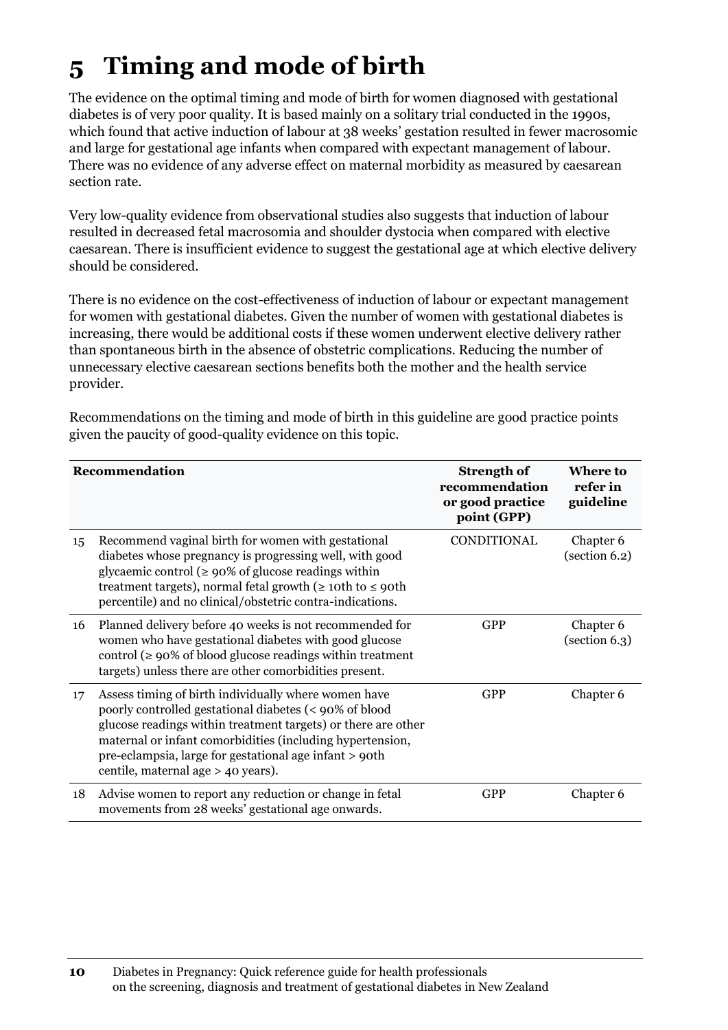# 5 Timing and mode of birth

The evidence on the optimal timing and mode of birth for women diagnosed with gestational diabetes is of very poor quality. It is based mainly on a solitary trial conducted in the 1990s, which found that active induction of labour at 38 weeks' gestation resulted in fewer macrosomic and large for gestational age infants when compared with expectant management of labour. There was no evidence of any adverse effect on maternal morbidity as measured by caesarean section rate.

Very low-quality evidence from observational studies also suggests that induction of labour resulted in decreased fetal macrosomia and shoulder dystocia when compared with elective caesarean. There is insufficient evidence to suggest the gestational age at which elective delivery should be considered.

There is no evidence on the cost-effectiveness of induction of labour or expectant management for women with gestational diabetes. Given the number of women with gestational diabetes is increasing, there would be additional costs if these women underwent elective delivery rather than spontaneous birth in the absence of obstetric complications. Reducing the number of unnecessary elective caesarean sections benefits both the mother and the health service provider.

Recommendations on the timing and mode of birth in this guideline are good practice points given the paucity of good-quality evidence on this topic.

| | Recommendation | Strength of recommendation or good practice point (GPP) | Where to refer in guideline |
|---|---|---|---|
| 15 | Recommend vaginal birth for women with gestational diabetes whose pregnancy is progressing well, with good glycaemic control (≥ 90% of glucose readings within treatment targets), normal fetal growth (≥ 10th to ≤ 90th percentile) and no clinical/obstetric contra-indications. | CONDITIONAL | Chapter 6 (section 6.2) |
| 16 | Planned delivery before 40 weeks is not recommended for women who have gestational diabetes with good glucose control (≥ 90% of blood glucose readings within treatment targets) unless there are other comorbidities present. | GPP | Chapter 6 (section 6.3) |
| 17 | Assess timing of birth individually where women have poorly controlled gestational diabetes (< 90% of blood glucose readings within treatment targets) or there are other maternal or infant comorbidities (including hypertension, pre-eclampsia, large for gestational age infant > 90th centile, maternal age > 40 years). | GPP | Chapter 6 |
| 18 | Advise women to report any reduction or change in fetal movements from 28 weeks' gestational age onwards. | GPP | Chapter 6 |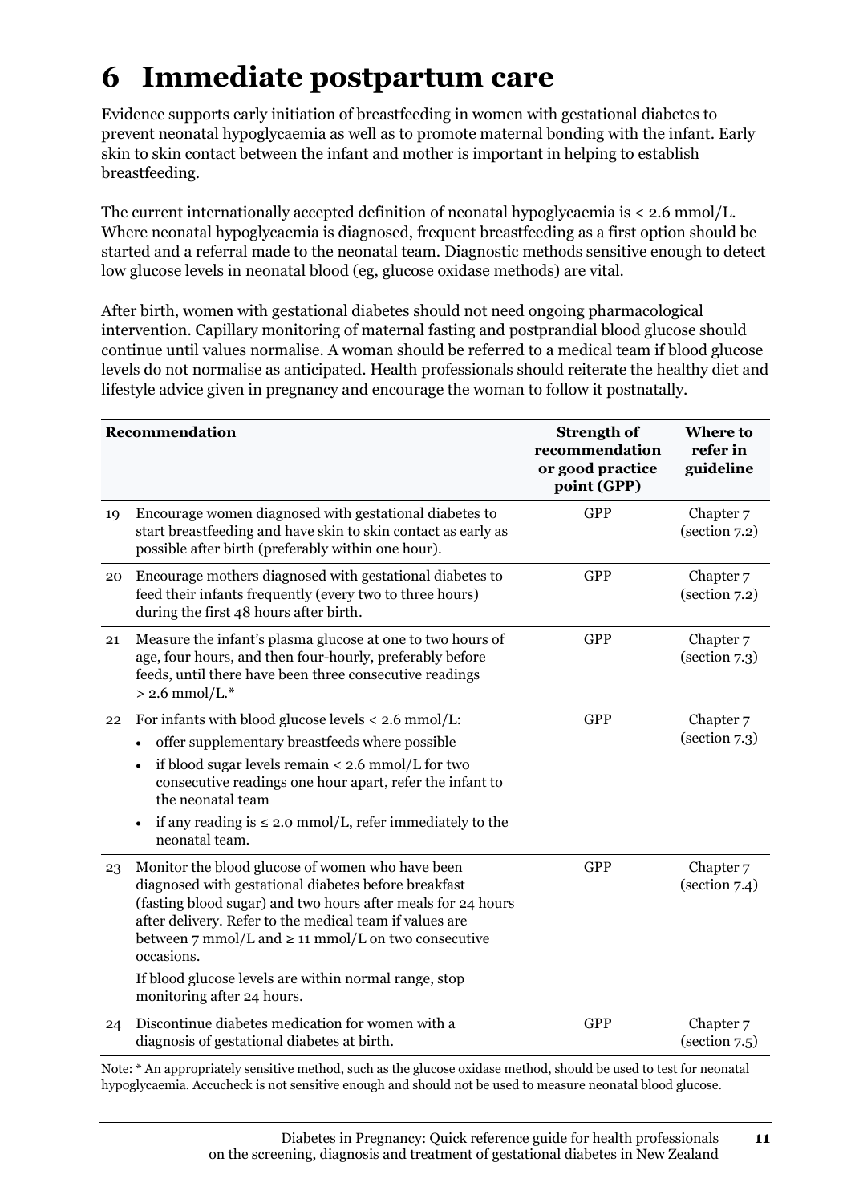# 6 Immediate postpartum care

Evidence supports early initiation of breastfeeding in women with gestational diabetes to prevent neonatal hypoglycaemia as well as to promote maternal bonding with the infant. Early skin to skin contact between the infant and mother is important in helping to establish breastfeeding.

The current internationally accepted definition of neonatal hypoglycaemia is < 2.6 mmol/L. Where neonatal hypoglycaemia is diagnosed, frequent breastfeeding as a first option should be started and a referral made to the neonatal team. Diagnostic methods sensitive enough to detect low glucose levels in neonatal blood (eg, glucose oxidase methods) are vital.

After birth, women with gestational diabetes should not need ongoing pharmacological intervention. Capillary monitoring of maternal fasting and postprandial blood glucose should continue until values normalise. A woman should be referred to a medical team if blood glucose levels do not normalise as anticipated. Health professionals should reiterate the healthy diet and lifestyle advice given in pregnancy and encourage the woman to follow it postnatally.

| | Recommendation | Strength of recommendation or good practice point (GPP) | Where to refer in guideline |
|---|---|---|---|
| 19 | Encourage women diagnosed with gestational diabetes to start breastfeeding and have skin to skin contact as early as possible after birth (preferably within one hour). | GPP | Chapter 7 (section 7.2) |
| 20 | Encourage mothers diagnosed with gestational diabetes to feed their infants frequently (every two to three hours) during the first 48 hours after birth. | GPP | Chapter 7 (section 7.2) |
| 21 | Measure the infant's plasma glucose at one to two hours of age, four hours, and then four-hourly, preferably before feeds, until there have been three consecutive readings > 2.6 mmol/L.* | GPP | Chapter 7 (section 7.3) |
| 22 | For infants with blood glucose levels < 2.6 mmol/L:<br>• offer supplementary breastfeeds where possible<br>• if blood sugar levels remain < 2.6 mmol/L for two consecutive readings one hour apart, refer the infant to the neonatal team<br>• if any reading is ≤ 2.0 mmol/L, refer immediately to the neonatal team. | GPP | Chapter 7 (section 7.3) |
| 23 | Monitor the blood glucose of women who have been diagnosed with gestational diabetes before breakfast (fasting blood sugar) and two hours after meals for 24 hours after delivery. Refer to the medical team if values are between 7 mmol/L and ≥ 11 mmol/L on two consecutive occasions.<br>If blood glucose levels are within normal range, stop monitoring after 24 hours. | GPP | Chapter 7 (section 7.4) |
| 24 | Discontinue diabetes medication for women with a diagnosis of gestational diabetes at birth. | GPP | Chapter 7 (section 7.5) |

Note: * An appropriately sensitive method, such as the glucose oxidase method, should be used to test for neonatal hypoglycaemia. Accucheck is not sensitive enough and should not be used to measure neonatal blood glucose.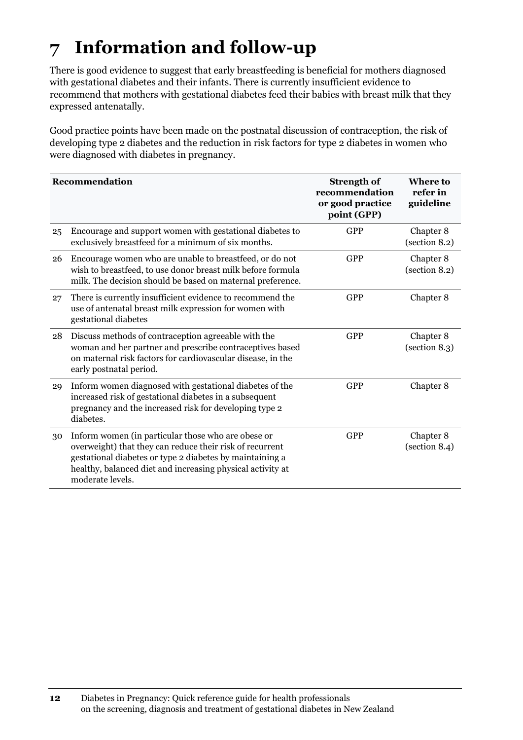# 7 Information and follow-up

There is good evidence to suggest that early breastfeeding is beneficial for mothers diagnosed with gestational diabetes and their infants. There is currently insufficient evidence to recommend that mothers with gestational diabetes feed their babies with breast milk that they expressed antenatally.

Good practice points have been made on the postnatal discussion of contraception, the risk of developing type 2 diabetes and the reduction in risk factors for type 2 diabetes in women who were diagnosed with diabetes in pregnancy.

| | Recommendation | Strength of recommendation or good practice point (GPP) | Where to refer in guideline |
|---|---|---|---|
| 25 | Encourage and support women with gestational diabetes to exclusively breastfeed for a minimum of six months. | GPP | Chapter 8 (section 8.2) |
| 26 | Encourage women who are unable to breastfeed, or do not wish to breastfeed, to use donor breast milk before formula milk. The decision should be based on maternal preference. | GPP | Chapter 8 (section 8.2) |
| 27 | There is currently insufficient evidence to recommend the use of antenatal breast milk expression for women with gestational diabetes | GPP | Chapter 8 |
| 28 | Discuss methods of contraception agreeable with the woman and her partner and prescribe contraceptives based on maternal risk factors for cardiovascular disease, in the early postnatal period. | GPP | Chapter 8 (section 8.3) |
| 29 | Inform women diagnosed with gestational diabetes of the increased risk of gestational diabetes in a subsequent pregnancy and the increased risk for developing type 2 diabetes. | GPP | Chapter 8 |
| 30 | Inform women (in particular those who are obese or overweight) that they can reduce their risk of recurrent gestational diabetes or type 2 diabetes by maintaining a healthy, balanced diet and increasing physical activity at moderate levels. | GPP | Chapter 8 (section 8.4) |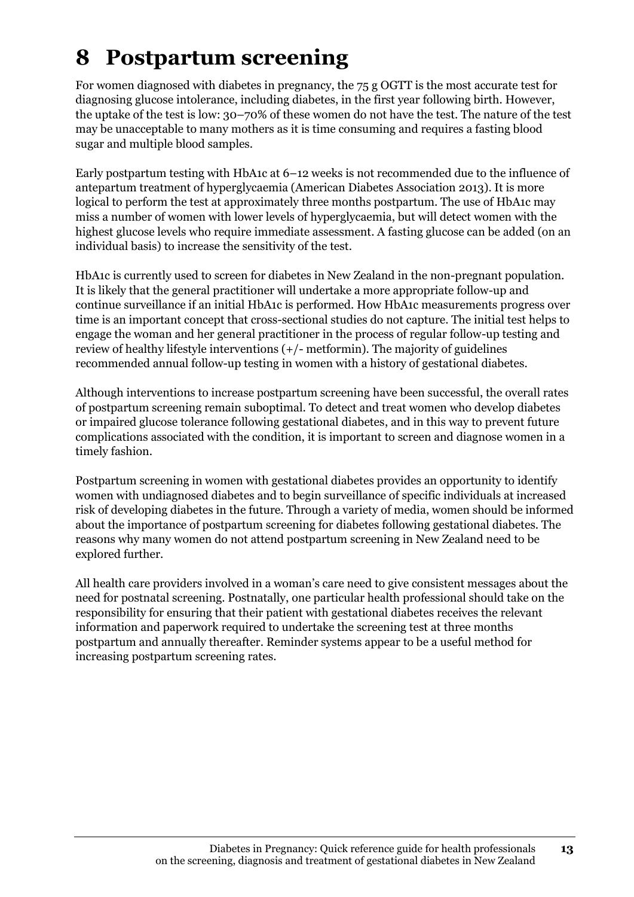# 8 Postpartum screening

For women diagnosed with diabetes in pregnancy, the 75 g OGTT is the most accurate test for diagnosing glucose intolerance, including diabetes, in the first year following birth. However, the uptake of the test is low: 30–70% of these women do not have the test. The nature of the test may be unacceptable to many mothers as it is time consuming and requires a fasting blood sugar and multiple blood samples.

Early postpartum testing with HbA1c at 6–12 weeks is not recommended due to the influence of antepartum treatment of hyperglycaemia (American Diabetes Association 2013). It is more logical to perform the test at approximately three months postpartum. The use of HbA1c may miss a number of women with lower levels of hyperglycaemia, but will detect women with the highest glucose levels who require immediate assessment. A fasting glucose can be added (on an individual basis) to increase the sensitivity of the test.

HbA1c is currently used to screen for diabetes in New Zealand in the non-pregnant population. It is likely that the general practitioner will undertake a more appropriate follow-up and continue surveillance if an initial HbA1c is performed. How HbA1c measurements progress over time is an important concept that cross-sectional studies do not capture. The initial test helps to engage the woman and her general practitioner in the process of regular follow-up testing and review of healthy lifestyle interventions (+/- metformin). The majority of guidelines recommended annual follow-up testing in women with a history of gestational diabetes.

Although interventions to increase postpartum screening have been successful, the overall rates of postpartum screening remain suboptimal. To detect and treat women who develop diabetes or impaired glucose tolerance following gestational diabetes, and in this way to prevent future complications associated with the condition, it is important to screen and diagnose women in a timely fashion.

Postpartum screening in women with gestational diabetes provides an opportunity to identify women with undiagnosed diabetes and to begin surveillance of specific individuals at increased risk of developing diabetes in the future. Through a variety of media, women should be informed about the importance of postpartum screening for diabetes following gestational diabetes. The reasons why many women do not attend postpartum screening in New Zealand need to be explored further.

All health care providers involved in a woman's care need to give consistent messages about the need for postnatal screening. Postnatally, one particular health professional should take on the responsibility for ensuring that their patient with gestational diabetes receives the relevant information and paperwork required to undertake the screening test at three months postpartum and annually thereafter. Reminder systems appear to be a useful method for increasing postpartum screening rates.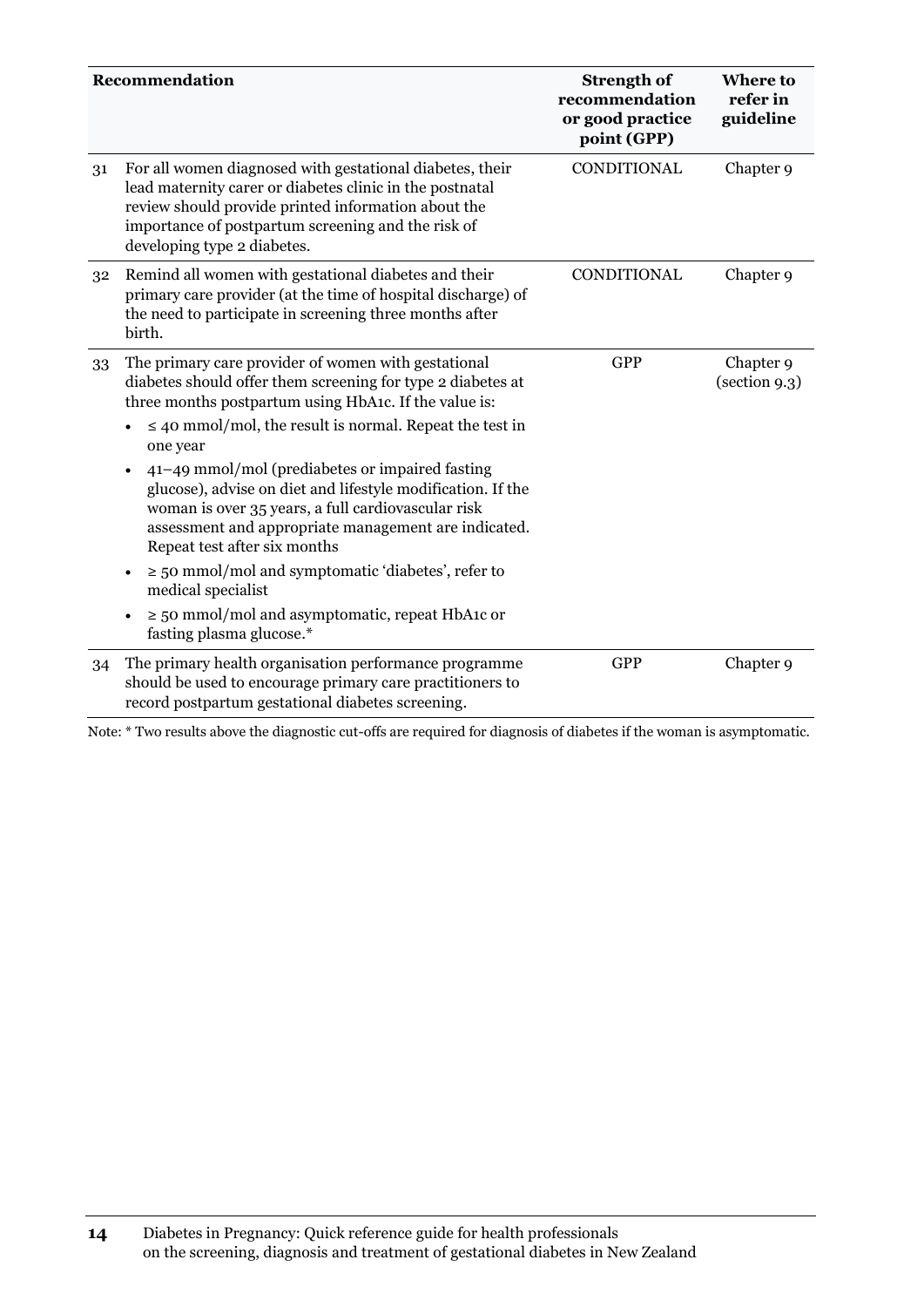| | Recommendation | Strength of recommendation or good practice point (GPP) | Where to refer in guideline |
|---|---|---|---|
| 31 | For all women diagnosed with gestational diabetes, their lead maternity carer or diabetes clinic in the postnatal review should provide printed information about the importance of postpartum screening and the risk of developing type 2 diabetes. | CONDITIONAL | Chapter 9 |
| 32 | Remind all women with gestational diabetes and their primary care provider (at the time of hospital discharge) of the need to participate in screening three months after birth. | CONDITIONAL | Chapter 9 |
| 33 | The primary care provider of women with gestational diabetes should offer them screening for type 2 diabetes at three months postpartum using HbA1c. If the value is:<br>• ≤ 40 mmol/mol, the result is normal. Repeat the test in one year<br>• 41–49 mmol/mol (prediabetes or impaired fasting glucose), advise on diet and lifestyle modification. If the woman is over 35 years, a full cardiovascular risk assessment and appropriate management are indicated. Repeat test after six months<br>• ≥ 50 mmol/mol and symptomatic 'diabetes', refer to medical specialist<br>• ≥ 50 mmol/mol and asymptomatic, repeat HbA1c or fasting plasma glucose.* | GPP | Chapter 9 (section 9.3) |
| 34 | The primary health organisation performance programme should be used to encourage primary care practitioners to record postpartum gestational diabetes screening. | GPP | Chapter 9 |

Note: * Two results above the diagnostic cut-offs are required for diagnosis of diabetes if the woman is asymptomatic.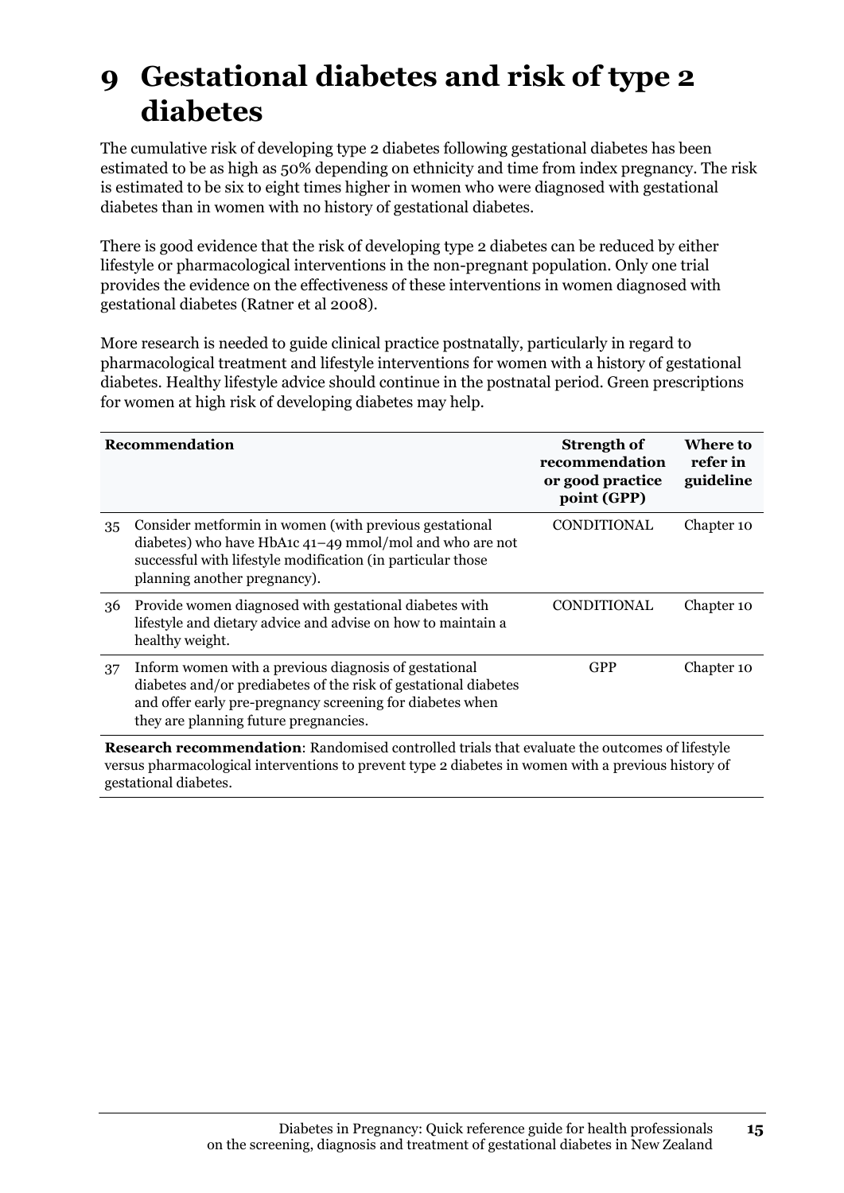# 9 Gestational diabetes and risk of type 2 diabetes

The cumulative risk of developing type 2 diabetes following gestational diabetes has been estimated to be as high as 50% depending on ethnicity and time from index pregnancy. The risk is estimated to be six to eight times higher in women who were diagnosed with gestational diabetes than in women with no history of gestational diabetes.

There is good evidence that the risk of developing type 2 diabetes can be reduced by either lifestyle or pharmacological interventions in the non-pregnant population. Only one trial provides the evidence on the effectiveness of these interventions in women diagnosed with gestational diabetes (Ratner et al 2008).

More research is needed to guide clinical practice postnatally, particularly in regard to pharmacological treatment and lifestyle interventions for women with a history of gestational diabetes. Healthy lifestyle advice should continue in the postnatal period. Green prescriptions for women at high risk of developing diabetes may help.

| | Recommendation | Strength of recommendation or good practice point (GPP) | Where to refer in guideline |
|---|---|---|---|
| 35 | Consider metformin in women (with previous gestational diabetes) who have HbA1c 41–49 mmol/mol and who are not successful with lifestyle modification (in particular those planning another pregnancy). | CONDITIONAL | Chapter 10 |
| 36 | Provide women diagnosed with gestational diabetes with lifestyle and dietary advice and advise on how to maintain a healthy weight. | CONDITIONAL | Chapter 10 |
| 37 | Inform women with a previous diagnosis of gestational diabetes and/or prediabetes of the risk of gestational diabetes and offer early pre-pregnancy screening for diabetes when they are planning future pregnancies. | GPP | Chapter 10 |

**Research recommendation**: Randomised controlled trials that evaluate the outcomes of lifestyle versus pharmacological interventions to prevent type 2 diabetes in women with a previous history of gestational diabetes.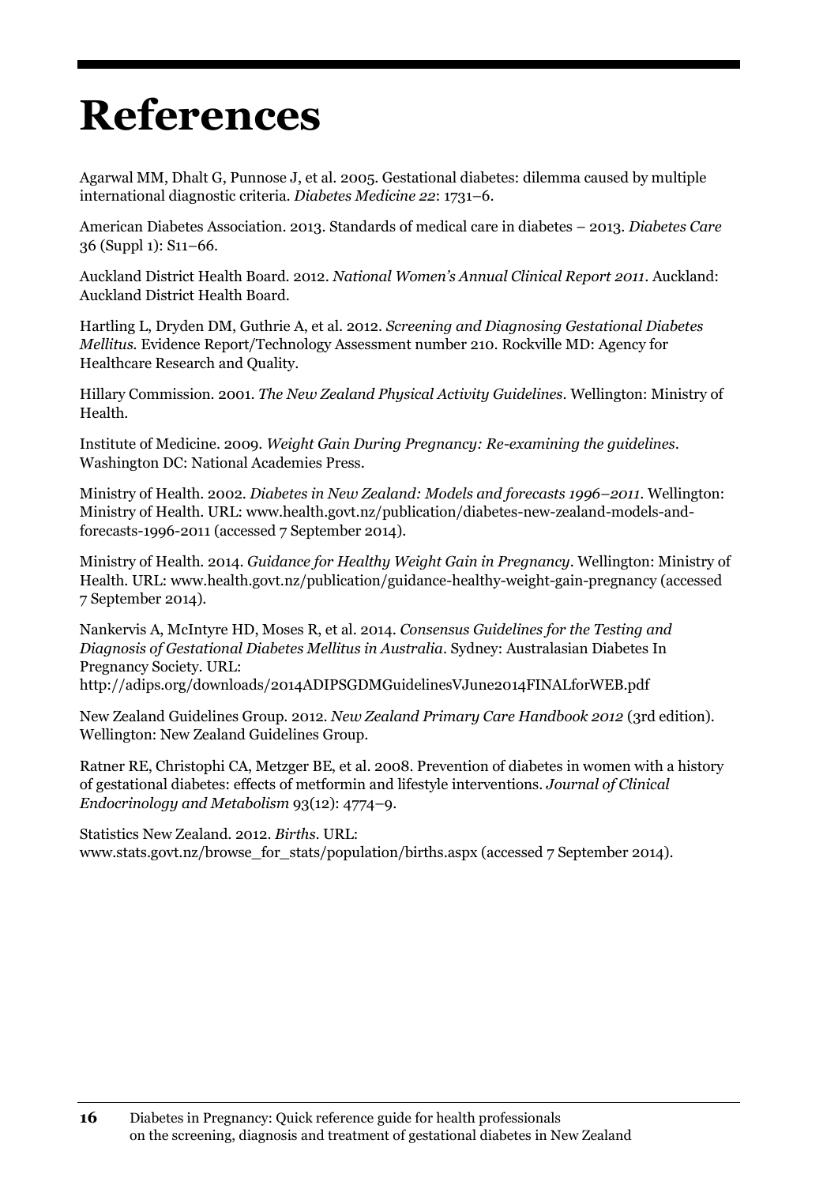# References

Agarwal MM, Dhalt G, Punnose J, et al. 2005. Gestational diabetes: dilemma caused by multiple international diagnostic criteria. *Diabetes Medicine 22*: 1731–6.

American Diabetes Association. 2013. Standards of medical care in diabetes – 2013. *Diabetes Care* 36 (Suppl 1): S11–66.

Auckland District Health Board. 2012. *National Women's Annual Clinical Report 2011*. Auckland: Auckland District Health Board.

Hartling L, Dryden DM, Guthrie A, et al. 2012. *Screening and Diagnosing Gestational Diabetes Mellitus*. Evidence Report/Technology Assessment number 210. Rockville MD: Agency for Healthcare Research and Quality.

Hillary Commission. 2001. *The New Zealand Physical Activity Guidelines*. Wellington: Ministry of Health.

Institute of Medicine. 2009. *Weight Gain During Pregnancy: Re-examining the guidelines*. Washington DC: National Academies Press.

Ministry of Health. 2002. *Diabetes in New Zealand: Models and forecasts 1996–2011*. Wellington: Ministry of Health. URL: www.health.govt.nz/publication/diabetes-new-zealand-models-and-forecasts-1996-2011 (accessed 7 September 2014).

Ministry of Health. 2014. *Guidance for Healthy Weight Gain in Pregnancy*. Wellington: Ministry of Health. URL: www.health.govt.nz/publication/guidance-healthy-weight-gain-pregnancy (accessed 7 September 2014).

Nankervis A, McIntyre HD, Moses R, et al. 2014. *Consensus Guidelines for the Testing and Diagnosis of Gestational Diabetes Mellitus in Australia*. Sydney: Australasian Diabetes In Pregnancy Society. URL: http://adips.org/downloads/2014ADIPSGDMGuidelinesVJune2014FINALforWEB.pdf

New Zealand Guidelines Group. 2012. *New Zealand Primary Care Handbook 2012* (3rd edition). Wellington: New Zealand Guidelines Group.

Ratner RE, Christophi CA, Metzger BE, et al. 2008. Prevention of diabetes in women with a history of gestational diabetes: effects of metformin and lifestyle interventions. *Journal of Clinical Endocrinology and Metabolism* 93(12): 4774–9.

Statistics New Zealand. 2012. *Births*. URL: www.stats.govt.nz/browse_for_stats/population/births.aspx (accessed 7 September 2014).